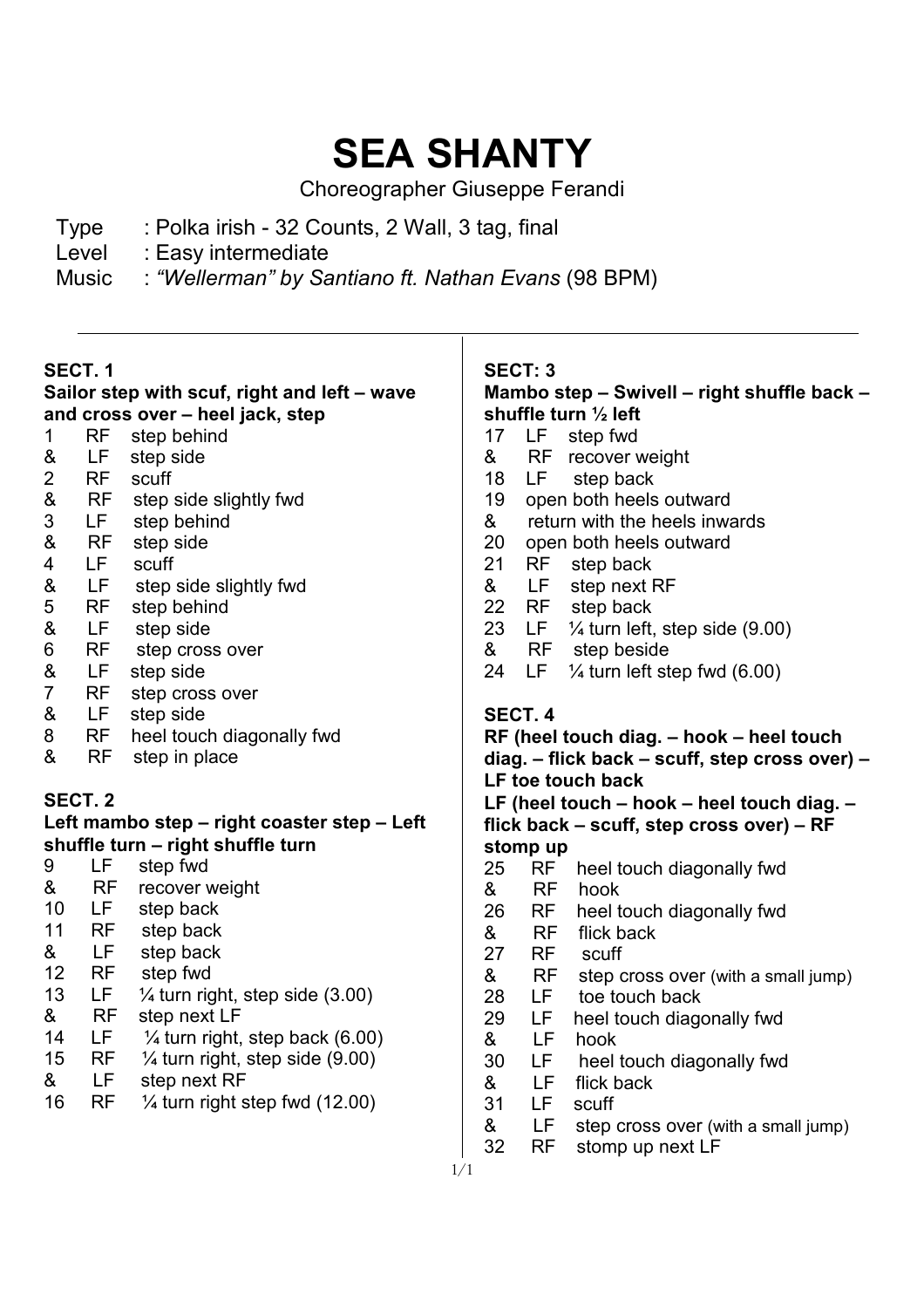# SEA SHANTY

Choreographer Giuseppe Ferandi

Type : Polka irish - 32 Counts, 2 Wall, 3 tag, final
Level : Easy intermediate
Music : *"Wellerman" by Santiano ft. Nathan Evans* (98 BPM)

---

**SECT. 1**
**Sailor step with scuf, right and left – wave and cross over – heel jack, step**

1 RF step behind
& LF step side
2 RF scuff
& RF step side slightly fwd
3 LF step behind
& RF step side
4 LF scuff
& LF step side slightly fwd
5 RF step behind
& LF step side
6 RF step cross over
& LF step side
7 RF step cross over
& LF step side
8 RF heel touch diagonally fwd
& RF step in place

**SECT. 2**
**Left mambo step – right coaster step – Left shuffle turn – right shuffle turn**

9 LF step fwd
& RF recover weight
10 LF step back
11 RF step back
& LF step back
12 RF step fwd
13 LF ¼ turn right, step side (3.00)
& RF step next LF
14 LF ¼ turn right, step back (6.00)
15 RF ¼ turn right, step side (9.00)
& LF step next RF
16 RF ¼ turn right step fwd (12.00)

**SECT: 3**
**Mambo step – Swivell – right shuffle back – shuffle turn ½ left**

17 LF step fwd
& RF recover weight
18 LF step back
19 open both heels outward
& return with the heels inwards
20 open both heels outward
21 RF step back
& LF step next RF
22 RF step back
23 LF ¼ turn left, step side (9.00)
& RF step beside
24 LF ¼ turn left step fwd (6.00)

**SECT. 4**
**RF (heel touch diag. – hook – heel touch diag. – flick back – scuff, step cross over) – LF toe touch back**
**LF (heel touch – hook – heel touch diag. – flick back – scuff, step cross over) – RF stomp up**

25 RF heel touch diagonally fwd
& RF hook
26 RF heel touch diagonally fwd
& RF flick back
27 RF scuff
& RF step cross over (with a small jump)
28 LF toe touch back
29 LF heel touch diagonally fwd
& LF hook
30 LF heel touch diagonally fwd
& LF flick back
31 LF scuff
& LF step cross over (with a small jump)
32 RF stomp up next LF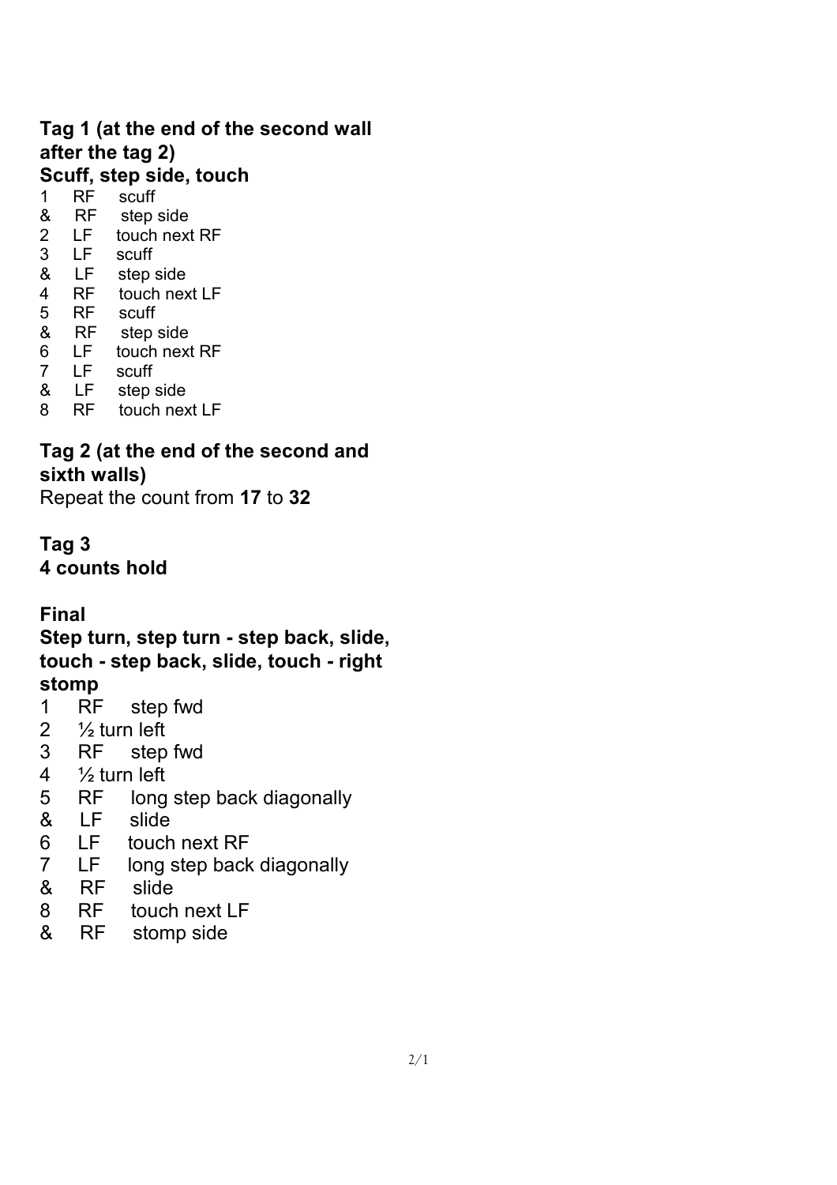**Tag 1 (at the end of the second wall after the tag 2)**
**Scuff, step side, touch**

1 RF scuff
& RF step side
2 LF touch next RF
3 LF scuff
& LF step side
4 RF touch next LF
5 RF scuff
& RF step side
6 LF touch next RF
7 LF scuff
& LF step side
8 RF touch next LF

**Tag 2 (at the end of the second and sixth walls)**
Repeat the count from **17** to **32**

**Tag 3**
**4 counts hold**

**Final**
**Step turn, step turn - step back, slide, touch - step back, slide, touch - right stomp**

1 RF step fwd
2 ½ turn left
3 RF step fwd
4 ½ turn left
5 RF long step back diagonally
& LF slide
6 LF touch next RF
7 LF long step back diagonally
& RF slide
8 RF touch next LF
& RF stomp side